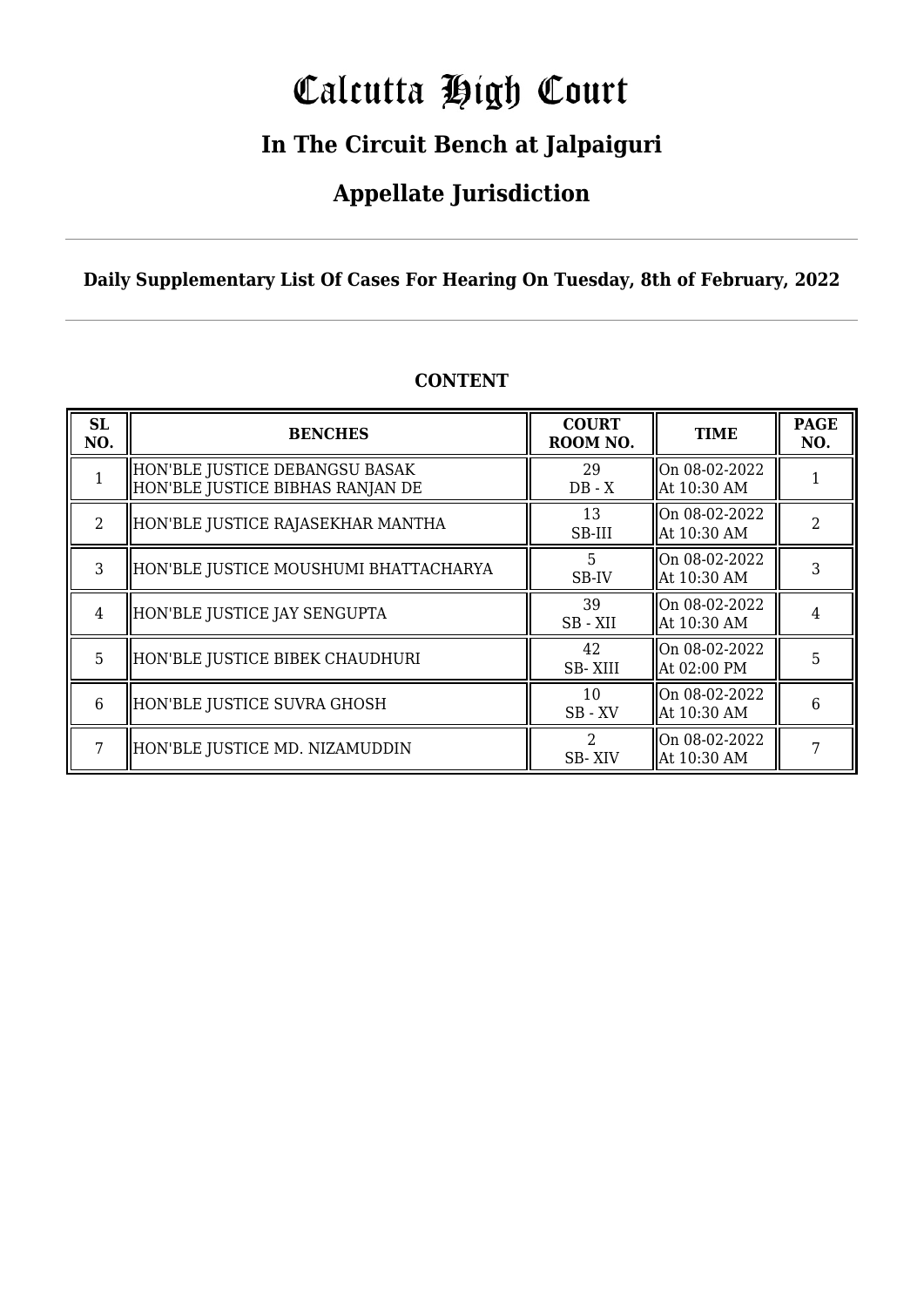# Calcutta High Court

## In The Circuit Bench at Jalpaiguri

## Appellate Jurisdiction

**Daily Supplementary List Of Cases For Hearing On Tuesday, 8th of February, 2022**

**CONTENT**

| SL NO. | BENCHES | COURT ROOM NO. | TIME | PAGE NO. |
|---|---|---|---|---|
| 1 | HON'BLE JUSTICE DEBANGSU BASAK<br>HON'BLE JUSTICE BIBHAS RANJAN DE | 29<br>DB - X | On 08-02-2022<br>At 10:30 AM | 1 |
| 2 | HON'BLE JUSTICE RAJASEKHAR MANTHA | 13<br>SB-III | On 08-02-2022<br>At 10:30 AM | 2 |
| 3 | HON'BLE JUSTICE MOUSHUMI BHATTACHARYA | 5<br>SB-IV | On 08-02-2022<br>At 10:30 AM | 3 |
| 4 | HON'BLE JUSTICE JAY SENGUPTA | 39<br>SB - XII | On 08-02-2022<br>At 10:30 AM | 4 |
| 5 | HON'BLE JUSTICE BIBEK CHAUDHURI | 42<br>SB- XIII | On 08-02-2022<br>At 02:00 PM | 5 |
| 6 | HON'BLE JUSTICE SUVRA GHOSH | 10<br>SB - XV | On 08-02-2022<br>At 10:30 AM | 6 |
| 7 | HON'BLE JUSTICE MD. NIZAMUDDIN | 2<br>SB- XIV | On 08-02-2022<br>At 10:30 AM | 7 |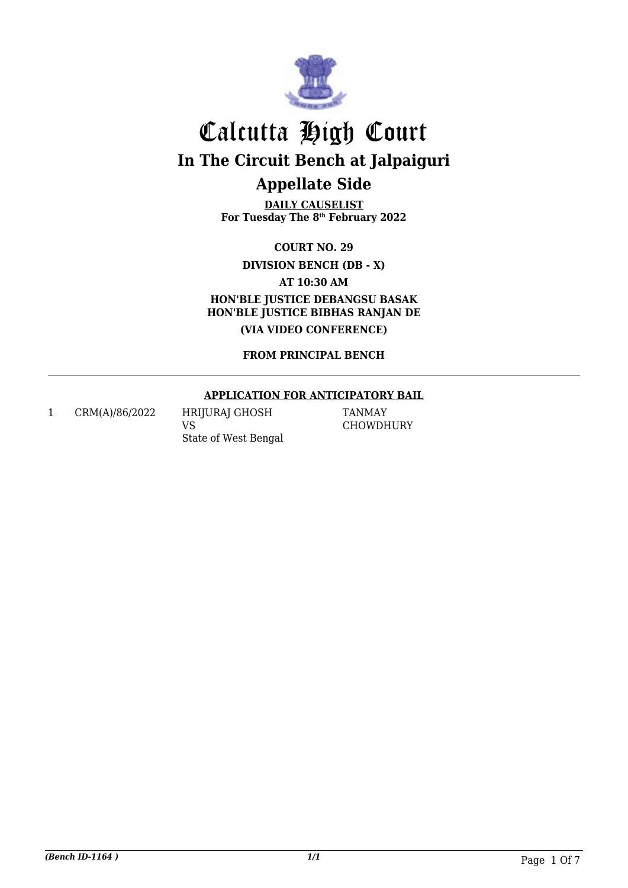# Calcutta High Court

## In The Circuit Bench at Jalpaiguri

## Appellate Side

**DAILY CAUSELIST**
**For Tuesday The 8th February 2022**

**COURT NO. 29**

**DIVISION BENCH (DB - X)**

**AT 10:30 AM**

**HON'BLE JUSTICE DEBANGSU BASAK**
**HON'BLE JUSTICE BIBHAS RANJAN DE**

**(VIA VIDEO CONFERENCE)**

**FROM PRINCIPAL BENCH**

---

**APPLICATION FOR ANTICIPATORY BAIL**

| | | | |
|---|---|---|---|
| 1 | CRM(A)/86/2022 | HRIJURAJ GHOSH<br>VS<br>State of West Bengal | TANMAY CHOWDHURY |

*(Bench ID-1164 )* *1/1*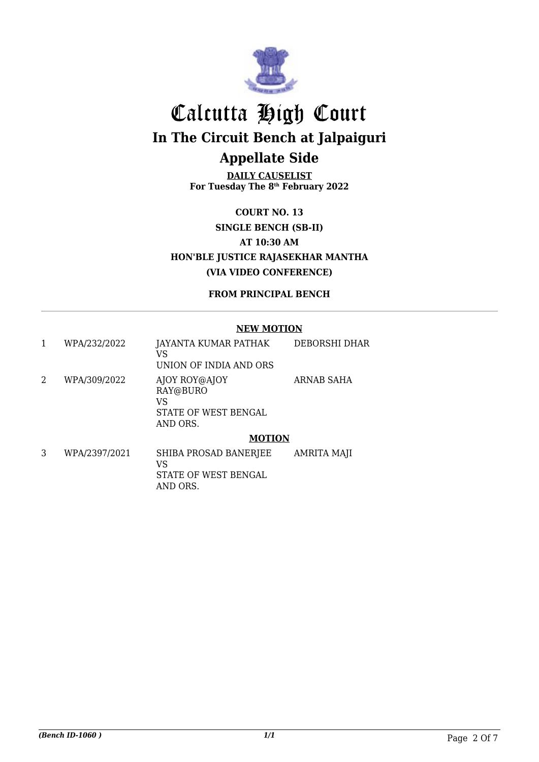# Calcutta High Court

## In The Circuit Bench at Jalpaiguri

## Appellate Side

**DAILY CAUSELIST**
**For Tuesday The 8th February 2022**

**COURT NO. 13**
**SINGLE BENCH (SB-II)**
**AT 10:30 AM**
**HON'BLE JUSTICE RAJASEKHAR MANTHA**
**(VIA VIDEO CONFERENCE)**

**FROM PRINCIPAL BENCH**

**NEW MOTION**

| | | | |
|---|---|---|---|
| 1 | WPA/232/2022 | JAYANTA KUMAR PATHAK VS UNION OF INDIA AND ORS | DEBORSHI DHAR |
| 2 | WPA/309/2022 | AJOY ROY@AJOY RAY@BURO VS STATE OF WEST BENGAL AND ORS. | ARNAB SAHA |

**MOTION**

| | | | |
|---|---|---|---|
| 3 | WPA/2397/2021 | SHIBA PROSAD BANERJEE VS STATE OF WEST BENGAL AND ORS. | AMRITA MAJI |

*(Bench ID-1060 )* *1/1*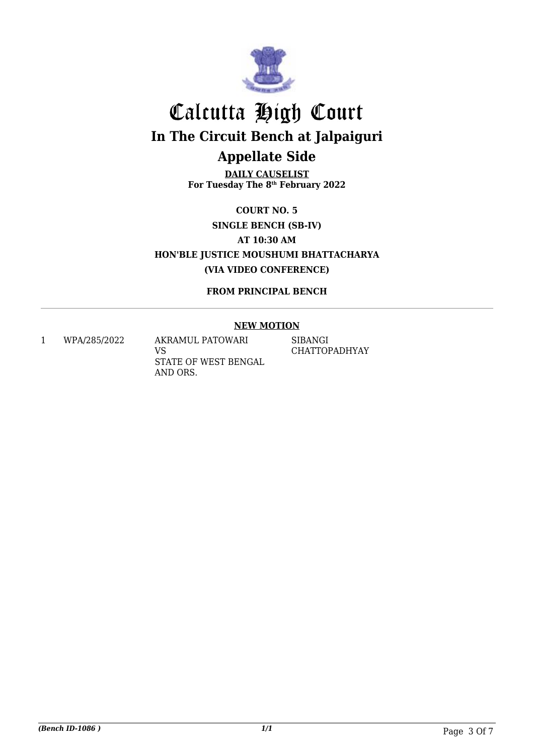# Calcutta High Court

## In The Circuit Bench at Jalpaiguri

## Appellate Side

**DAILY CAUSELIST**
**For Tuesday The 8th February 2022**

**COURT NO. 5**

**SINGLE BENCH (SB-IV)**

**AT 10:30 AM**

**HON'BLE JUSTICE MOUSHUMI BHATTACHARYA**

**(VIA VIDEO CONFERENCE)**

**FROM PRINCIPAL BENCH**

**NEW MOTION**

| | | | |
|---|---|---|---|
| 1 | WPA/285/2022 | AKRAMUL PATOWARI<br>VS<br>STATE OF WEST BENGAL AND ORS. | SIBANGI CHATTOPADHYAY |

*(Bench ID-1086 )*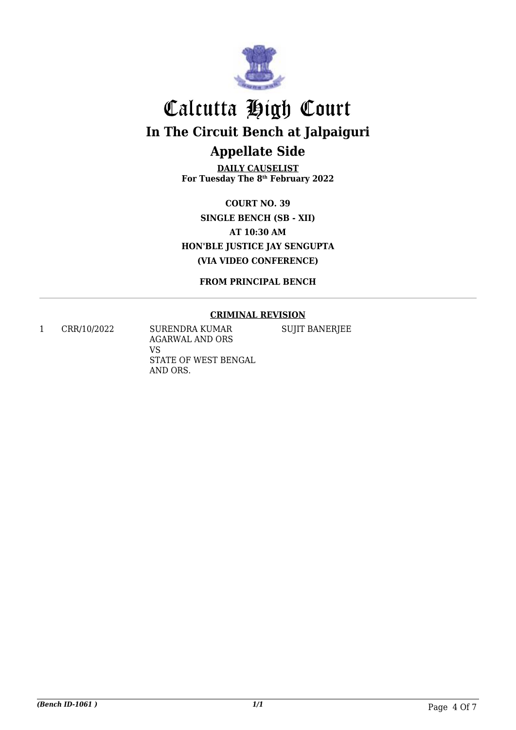# Calcutta High Court

## In The Circuit Bench at Jalpaiguri

## Appellate Side

**DAILY CAUSELIST**
**For Tuesday The 8th February 2022**

**COURT NO. 39**
**SINGLE BENCH (SB - XII)**
**AT 10:30 AM**
**HON'BLE JUSTICE JAY SENGUPTA**
**(VIA VIDEO CONFERENCE)**

**FROM PRINCIPAL BENCH**

---

**CRIMINAL REVISION**

| | | | |
|---|---|---|---|
| 1 | CRR/10/2022 | SURENDRA KUMAR AGARWAL AND ORS<br>VS<br>STATE OF WEST BENGAL AND ORS. | SUJIT BANERJEE |

*(Bench ID-1061 )* *1/1*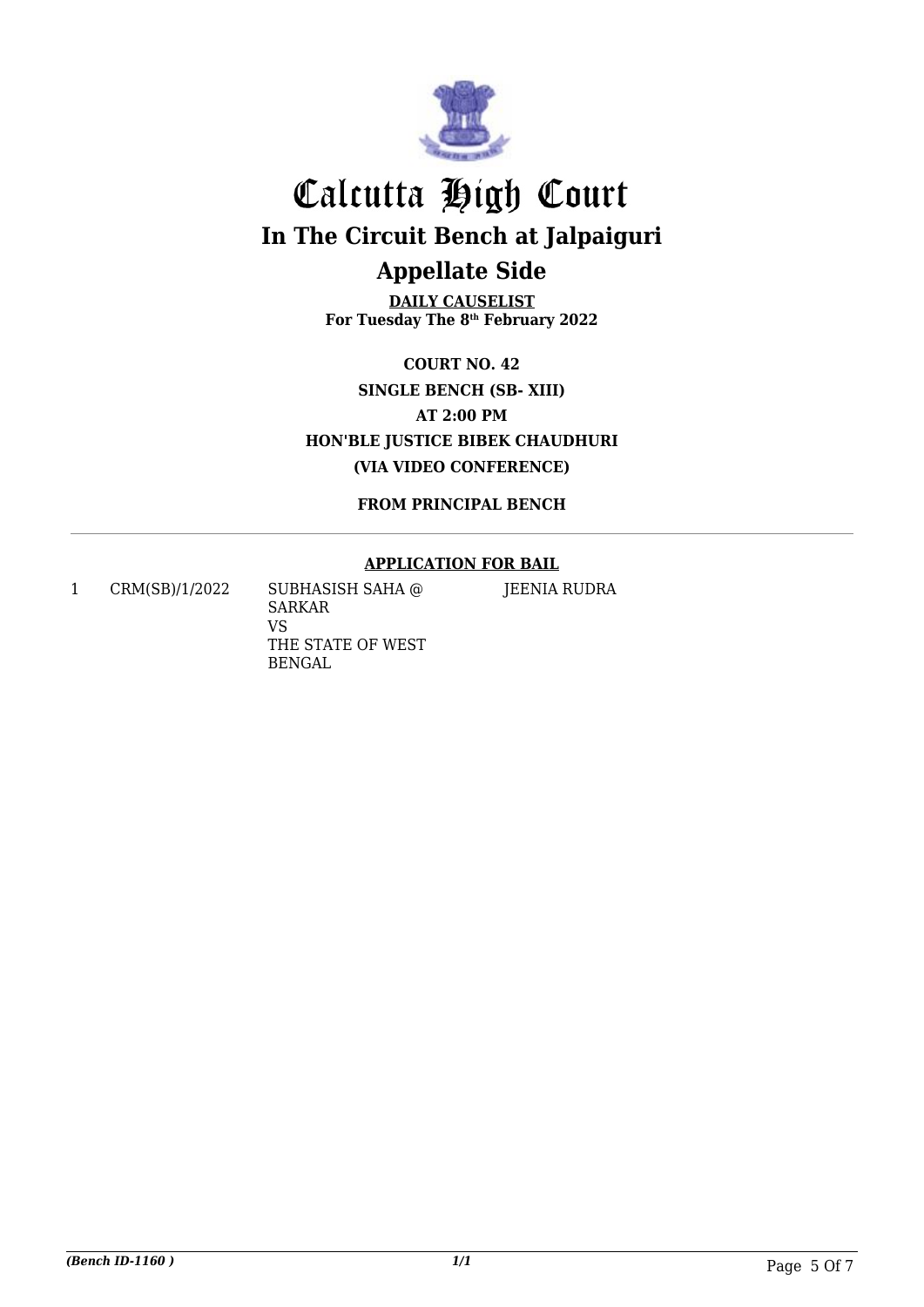# Calcutta High Court

## In The Circuit Bench at Jalpaiguri

## Appellate Side

**DAILY CAUSELIST**
**For Tuesday The 8th February 2022**

**COURT NO. 42**
**SINGLE BENCH (SB- XIII)**
**AT 2:00 PM**
**HON'BLE JUSTICE BIBEK CHAUDHURI**
**(VIA VIDEO CONFERENCE)**

**FROM PRINCIPAL BENCH**

**APPLICATION FOR BAIL**

| | | | |
|---|---|---|---|
| 1 | CRM(SB)/1/2022 | SUBHASISH SAHA @ SARKAR VS THE STATE OF WEST BENGAL | JEENIA RUDRA |

*(Bench ID-1160 )* *1/1*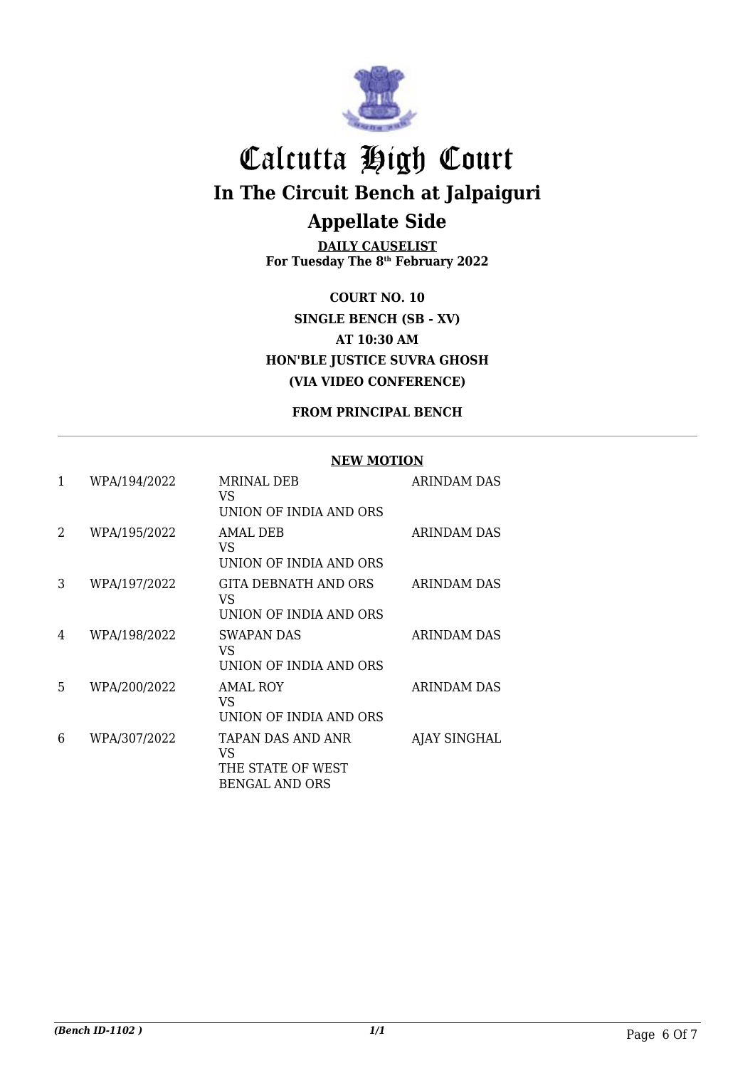# Calcutta High Court

## In The Circuit Bench at Jalpaiguri

## Appellate Side

**DAILY CAUSELIST**
**For Tuesday The 8th February 2022**

**COURT NO. 10**
**SINGLE BENCH (SB - XV)**
**AT 10:30 AM**
**HON'BLE JUSTICE SUVRA GHOSH**
**(VIA VIDEO CONFERENCE)**

**FROM PRINCIPAL BENCH**

**NEW MOTION**

| | | | |
|---|---|---|---|
| 1 | WPA/194/2022 | MRINAL DEB<br>VS<br>UNION OF INDIA AND ORS | ARINDAM DAS |
| 2 | WPA/195/2022 | AMAL DEB<br>VS<br>UNION OF INDIA AND ORS | ARINDAM DAS |
| 3 | WPA/197/2022 | GITA DEBNATH AND ORS<br>VS<br>UNION OF INDIA AND ORS | ARINDAM DAS |
| 4 | WPA/198/2022 | SWAPAN DAS<br>VS<br>UNION OF INDIA AND ORS | ARINDAM DAS |
| 5 | WPA/200/2022 | AMAL ROY<br>VS<br>UNION OF INDIA AND ORS | ARINDAM DAS |
| 6 | WPA/307/2022 | TAPAN DAS AND ANR<br>VS<br>THE STATE OF WEST BENGAL AND ORS | AJAY SINGHAL |

*(Bench ID-1102 )* *1/1*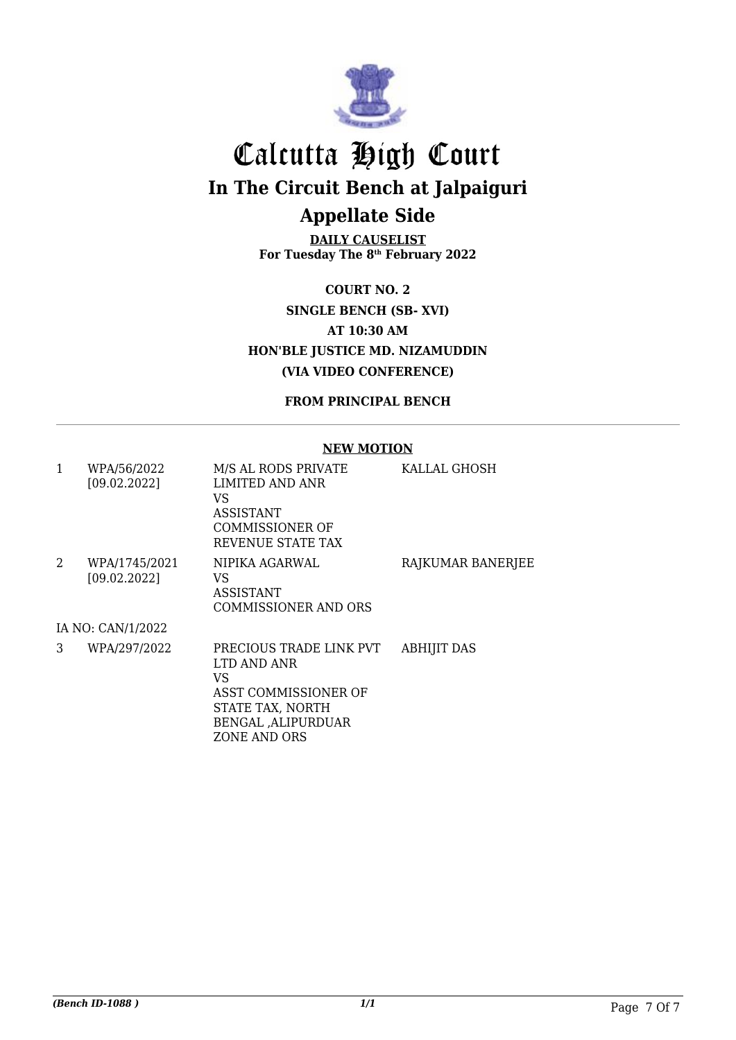# Calcutta High Court

## In The Circuit Bench at Jalpaiguri

## Appellate Side

**DAILY CAUSELIST**
**For Tuesday The 8th February 2022**

**COURT NO. 2**
**SINGLE BENCH (SB- XVI)**
**AT 10:30 AM**
**HON'BLE JUSTICE MD. NIZAMUDDIN**
**(VIA VIDEO CONFERENCE)**

**FROM PRINCIPAL BENCH**

**NEW MOTION**

| | | | |
|---|---|---|---|
| 1 | WPA/56/2022 [09.02.2022] | M/S AL RODS PRIVATE LIMITED AND ANR VS ASSISTANT COMMISSIONER OF REVENUE STATE TAX | KALLAL GHOSH |
| 2 | WPA/1745/2021 [09.02.2022] | NIPIKA AGARWAL VS ASSISTANT COMMISSIONER AND ORS | RAJKUMAR BANERJEE |
| IA NO: CAN/1/2022 | | | |
| 3 | WPA/297/2022 | PRECIOUS TRADE LINK PVT LTD AND ANR VS ASST COMMISSIONER OF STATE TAX, NORTH BENGAL ,ALIPURDUAR ZONE AND ORS | ABHIJIT DAS |

*(Bench ID-1088 )* *1/1*